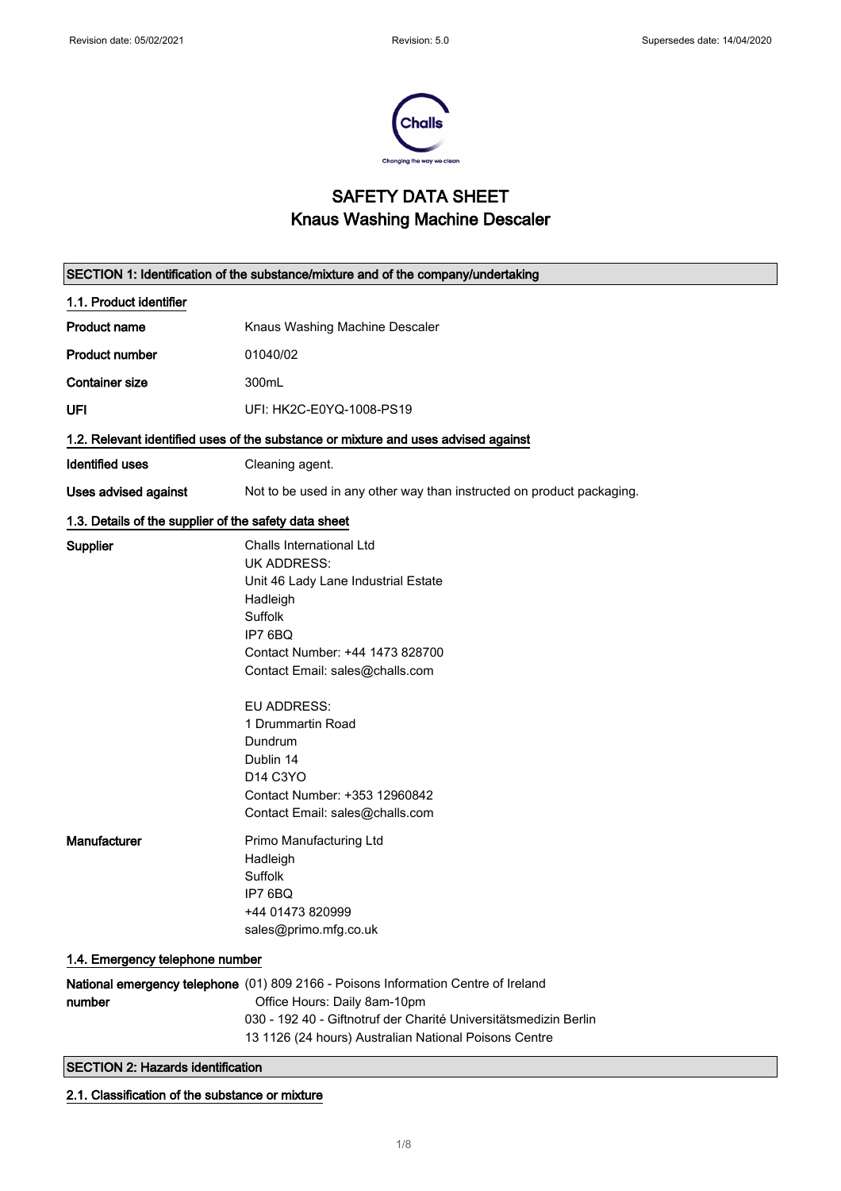# SAFETY DATA SHEET
# Knaus Washing Machine Descaler

## SECTION 1: Identification of the substance/mixture and of the company/undertaking

### 1.1. Product identifier

| | |
|---|---|
| **Product name** | Knaus Washing Machine Descaler |
| **Product number** | 01040/02 |
| **Container size** | 300mL |
| **UFI** | UFI: HK2C-E0YQ-1008-PS19 |

### 1.2. Relevant identified uses of the substance or mixture and uses advised against

| | |
|---|---|
| **Identified uses** | Cleaning agent. |
| **Uses advised against** | Not to be used in any other way than instructed on product packaging. |

### 1.3. Details of the supplier of the safety data sheet

**Supplier**

Challs International Ltd
UK ADDRESS:
Unit 46 Lady Lane Industrial Estate
Hadleigh
Suffolk
IP7 6BQ
Contact Number: +44 1473 828700
Contact Email: sales@challs.com

EU ADDRESS:
1 Drummartin Road
Dundrum
Dublin 14
D14 C3YO
Contact Number: +353 12960842
Contact Email: sales@challs.com

**Manufacturer**

Primo Manufacturing Ltd
Hadleigh
Suffolk
IP7 6BQ
+44 01473 820999
sales@primo.mfg.co.uk

### 1.4. Emergency telephone number

**National emergency telephone number**

(01) 809 2166 - Poisons Information Centre of Ireland
Office Hours: Daily 8am-10pm
030 - 192 40 - Giftnotruf der Charité Universitätsmedizin Berlin
13 1126 (24 hours) Australian National Poisons Centre

## SECTION 2: Hazards identification

### 2.1. Classification of the substance or mixture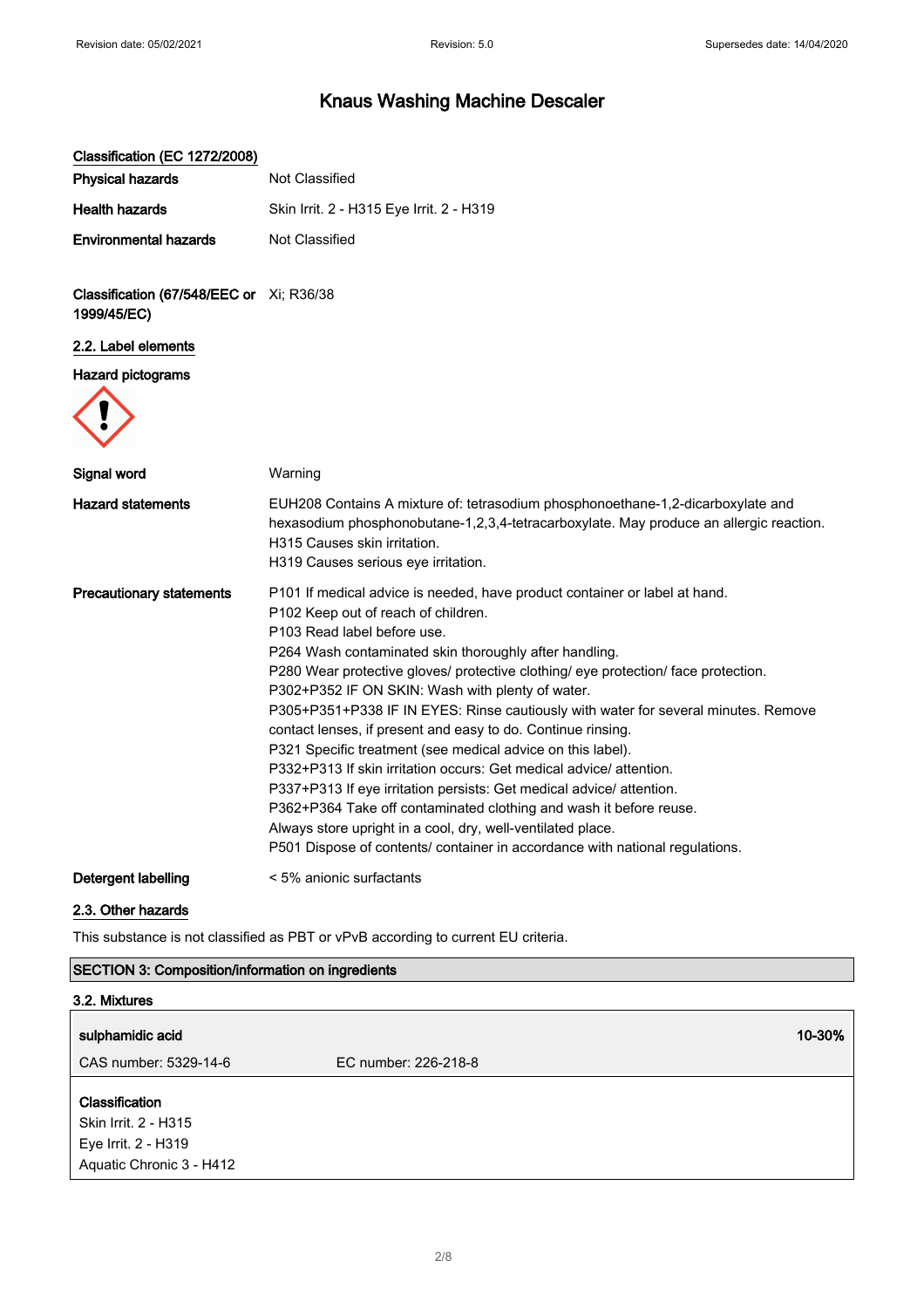# Knaus Washing Machine Descaler

**Classification (EC 1272/2008)**

| | |
|---|---|
| **Physical hazards** | Not Classified |
| **Health hazards** | Skin Irrit. 2 - H315 Eye Irrit. 2 - H319 |
| **Environmental hazards** | Not Classified |

**Classification (67/548/EEC or 1999/45/EC)** Xi; R36/38

## 2.2. Label elements

**Hazard pictograms**

**Signal word** Warning

**Hazard statements**

EUH208 Contains A mixture of: tetrasodium phosphonoethane-1,2-dicarboxylate and hexasodium phosphonobutane-1,2,3,4-tetracarboxylate. May produce an allergic reaction.
H315 Causes skin irritation.
H319 Causes serious eye irritation.

**Precautionary statements**

P101 If medical advice is needed, have product container or label at hand.
P102 Keep out of reach of children.
P103 Read label before use.
P264 Wash contaminated skin thoroughly after handling.
P280 Wear protective gloves/ protective clothing/ eye protection/ face protection.
P302+P352 IF ON SKIN: Wash with plenty of water.
P305+P351+P338 IF IN EYES: Rinse cautiously with water for several minutes. Remove contact lenses, if present and easy to do. Continue rinsing.
P321 Specific treatment (see medical advice on this label).
P332+P313 If skin irritation occurs: Get medical advice/ attention.
P337+P313 If eye irritation persists: Get medical advice/ attention.
P362+P364 Take off contaminated clothing and wash it before reuse.
Always store upright in a cool, dry, well-ventilated place.
P501 Dispose of contents/ container in accordance with national regulations.

**Detergent labelling** < 5% anionic surfactants

## 2.3. Other hazards

This substance is not classified as PBT or vPvB according to current EU criteria.

## SECTION 3: Composition/information on ingredients

### 3.2. Mixtures

| **sulphamidic acid** | | **10-30%** |
|---|---|---|
| CAS number: 5329-14-6 | EC number: 226-218-8 | |

**Classification**
Skin Irrit. 2 - H315
Eye Irrit. 2 - H319
Aquatic Chronic 3 - H412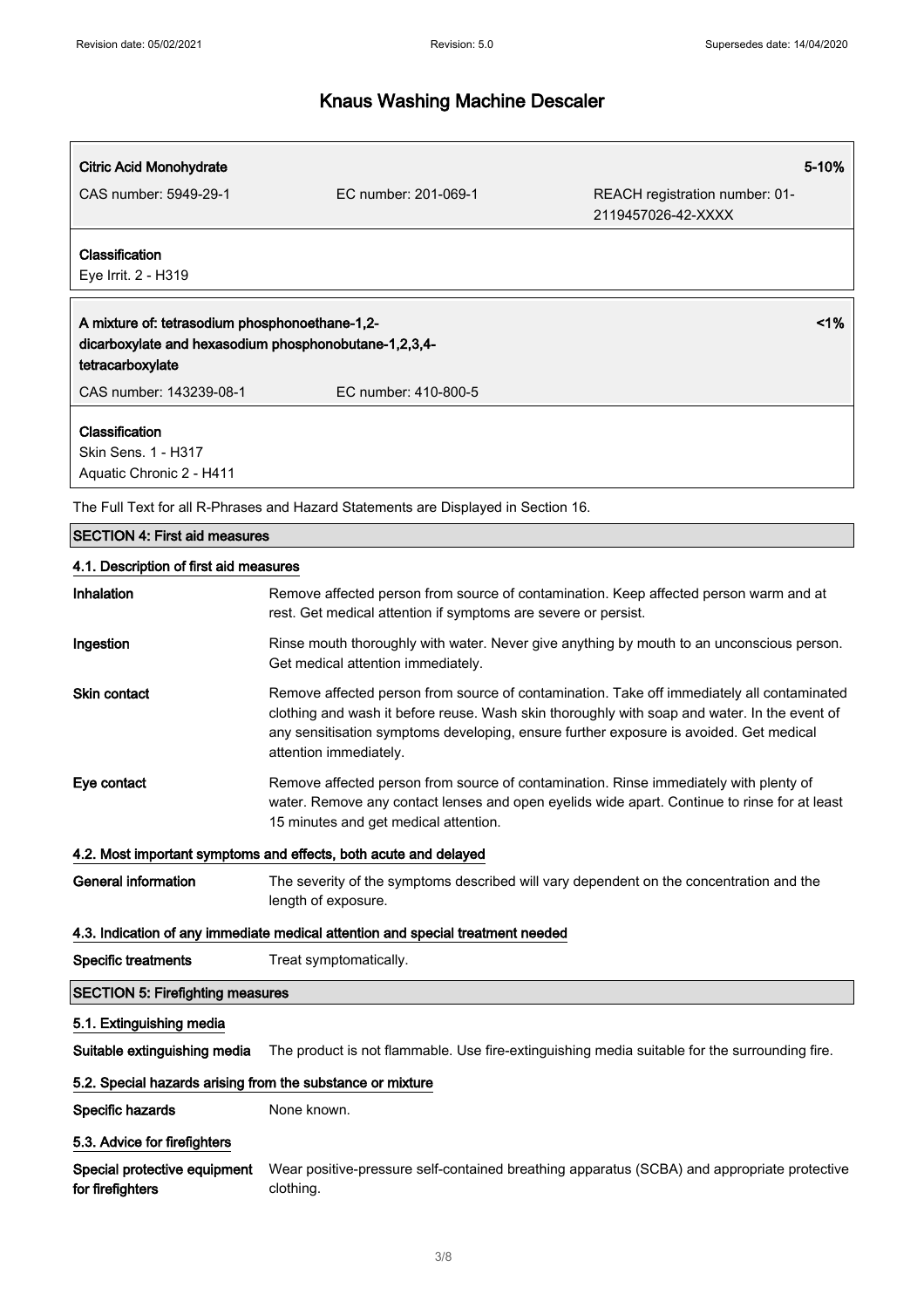# Knaus Washing Machine Descaler

| | | |
|---|---|---|
| **Citric Acid Monohydrate** | | **5-10%** |
| CAS number: 5949-29-1 | EC number: 201-069-1 | REACH registration number: 01-2119457026-42-XXXX |
| **Classification**<br>Eye Irrit. 2 - H319 | | |

| | | |
|---|---|---|
| **A mixture of: tetrasodium phosphonoethane-1,2-dicarboxylate and hexasodium phosphonobutane-1,2,3,4-tetracarboxylate** | | **<1%** |
| CAS number: 143239-08-1 | EC number: 410-800-5 | |
| **Classification**<br>Skin Sens. 1 - H317<br>Aquatic Chronic 2 - H411 | | |

The Full Text for all R-Phrases and Hazard Statements are Displayed in Section 16.

## SECTION 4: First aid measures

### 4.1. Description of first aid measures

**Inhalation** Remove affected person from source of contamination. Keep affected person warm and at rest. Get medical attention if symptoms are severe or persist.

**Ingestion** Rinse mouth thoroughly with water. Never give anything by mouth to an unconscious person. Get medical attention immediately.

**Skin contact** Remove affected person from source of contamination. Take off immediately all contaminated clothing and wash it before reuse. Wash skin thoroughly with soap and water. In the event of any sensitisation symptoms developing, ensure further exposure is avoided. Get medical attention immediately.

**Eye contact** Remove affected person from source of contamination. Rinse immediately with plenty of water. Remove any contact lenses and open eyelids wide apart. Continue to rinse for at least 15 minutes and get medical attention.

### 4.2. Most important symptoms and effects, both acute and delayed

**General information** The severity of the symptoms described will vary dependent on the concentration and the length of exposure.

### 4.3. Indication of any immediate medical attention and special treatment needed

**Specific treatments** Treat symptomatically.

## SECTION 5: Firefighting measures

### 5.1. Extinguishing media

**Suitable extinguishing media** The product is not flammable. Use fire-extinguishing media suitable for the surrounding fire.

### 5.2. Special hazards arising from the substance or mixture

**Specific hazards** None known.

### 5.3. Advice for firefighters

**Special protective equipment for firefighters** Wear positive-pressure self-contained breathing apparatus (SCBA) and appropriate protective clothing.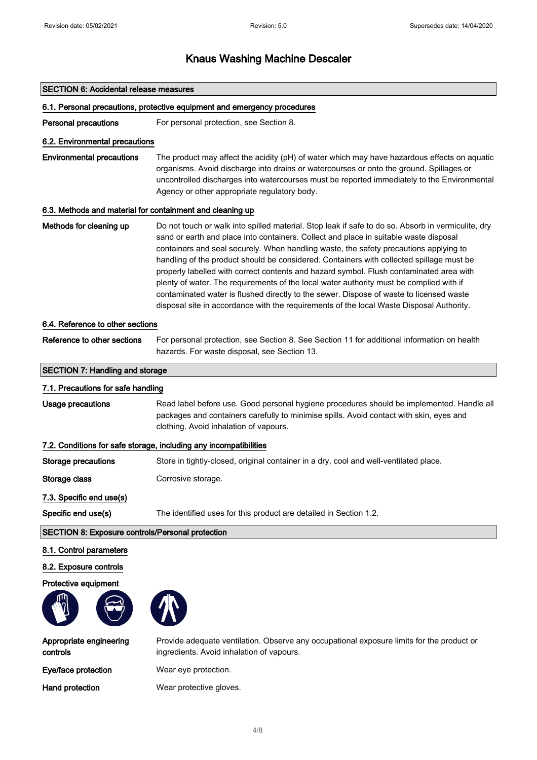# Knaus Washing Machine Descaler

## SECTION 6: Accidental release measures

### 6.1. Personal precautions, protective equipment and emergency procedures

**Personal precautions** For personal protection, see Section 8.

### 6.2. Environmental precautions

**Environmental precautions** The product may affect the acidity (pH) of water which may have hazardous effects on aquatic organisms. Avoid discharge into drains or watercourses or onto the ground. Spillages or uncontrolled discharges into watercourses must be reported immediately to the Environmental Agency or other appropriate regulatory body.

### 6.3. Methods and material for containment and cleaning up

**Methods for cleaning up** Do not touch or walk into spilled material. Stop leak if safe to do so. Absorb in vermiculite, dry sand or earth and place into containers. Collect and place in suitable waste disposal containers and seal securely. When handling waste, the safety precautions applying to handling of the product should be considered. Containers with collected spillage must be properly labelled with correct contents and hazard symbol. Flush contaminated area with plenty of water. The requirements of the local water authority must be complied with if contaminated water is flushed directly to the sewer. Dispose of waste to licensed waste disposal site in accordance with the requirements of the local Waste Disposal Authority.

### 6.4. Reference to other sections

**Reference to other sections** For personal protection, see Section 8. See Section 11 for additional information on health hazards. For waste disposal, see Section 13.

## SECTION 7: Handling and storage

### 7.1. Precautions for safe handling

**Usage precautions** Read label before use. Good personal hygiene procedures should be implemented. Handle all packages and containers carefully to minimise spills. Avoid contact with skin, eyes and clothing. Avoid inhalation of vapours.

### 7.2. Conditions for safe storage, including any incompatibilities

**Storage precautions** Store in tightly-closed, original container in a dry, cool and well-ventilated place.

**Storage class** Corrosive storage.

### 7.3. Specific end use(s)

**Specific end use(s)** The identified uses for this product are detailed in Section 1.2.

## SECTION 8: Exposure controls/Personal protection

### 8.1. Control parameters

### 8.2. Exposure controls

**Protective equipment**

**Appropriate engineering controls** Provide adequate ventilation. Observe any occupational exposure limits for the product or ingredients. Avoid inhalation of vapours.

**Eye/face protection** Wear eye protection.

**Hand protection** Wear protective gloves.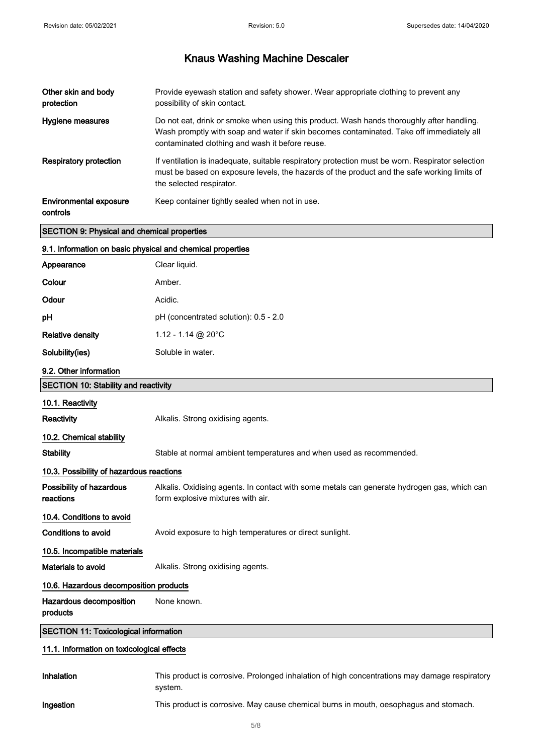# Knaus Washing Machine Descaler

| | |
|---|---|
| **Other skin and body protection** | Provide eyewash station and safety shower. Wear appropriate clothing to prevent any possibility of skin contact. |
| **Hygiene measures** | Do not eat, drink or smoke when using this product. Wash hands thoroughly after handling. Wash promptly with soap and water if skin becomes contaminated. Take off immediately all contaminated clothing and wash it before reuse. |
| **Respiratory protection** | If ventilation is inadequate, suitable respiratory protection must be worn. Respirator selection must be based on exposure levels, the hazards of the product and the safe working limits of the selected respirator. |
| **Environmental exposure controls** | Keep container tightly sealed when not in use. |

## SECTION 9: Physical and chemical properties

### 9.1. Information on basic physical and chemical properties

| | |
|---|---|
| **Appearance** | Clear liquid. |
| **Colour** | Amber. |
| **Odour** | Acidic. |
| **pH** | pH (concentrated solution): 0.5 - 2.0 |
| **Relative density** | 1.12 - 1.14 @ 20°C |
| **Solubility(ies)** | Soluble in water. |

### 9.2. Other information

## SECTION 10: Stability and reactivity

### 10.1. Reactivity

| | |
|---|---|
| **Reactivity** | Alkalis. Strong oxidising agents. |

### 10.2. Chemical stability

| | |
|---|---|
| **Stability** | Stable at normal ambient temperatures and when used as recommended. |

### 10.3. Possibility of hazardous reactions

| | |
|---|---|
| **Possibility of hazardous reactions** | Alkalis. Oxidising agents. In contact with some metals can generate hydrogen gas, which can form explosive mixtures with air. |

### 10.4. Conditions to avoid

| | |
|---|---|
| **Conditions to avoid** | Avoid exposure to high temperatures or direct sunlight. |

### 10.5. Incompatible materials

| | |
|---|---|
| **Materials to avoid** | Alkalis. Strong oxidising agents. |

### 10.6. Hazardous decomposition products

| | |
|---|---|
| **Hazardous decomposition products** | None known. |

## SECTION 11: Toxicological information

### 11.1. Information on toxicological effects

| | |
|---|---|
| **Inhalation** | This product is corrosive. Prolonged inhalation of high concentrations may damage respiratory system. |
| **Ingestion** | This product is corrosive. May cause chemical burns in mouth, oesophagus and stomach. |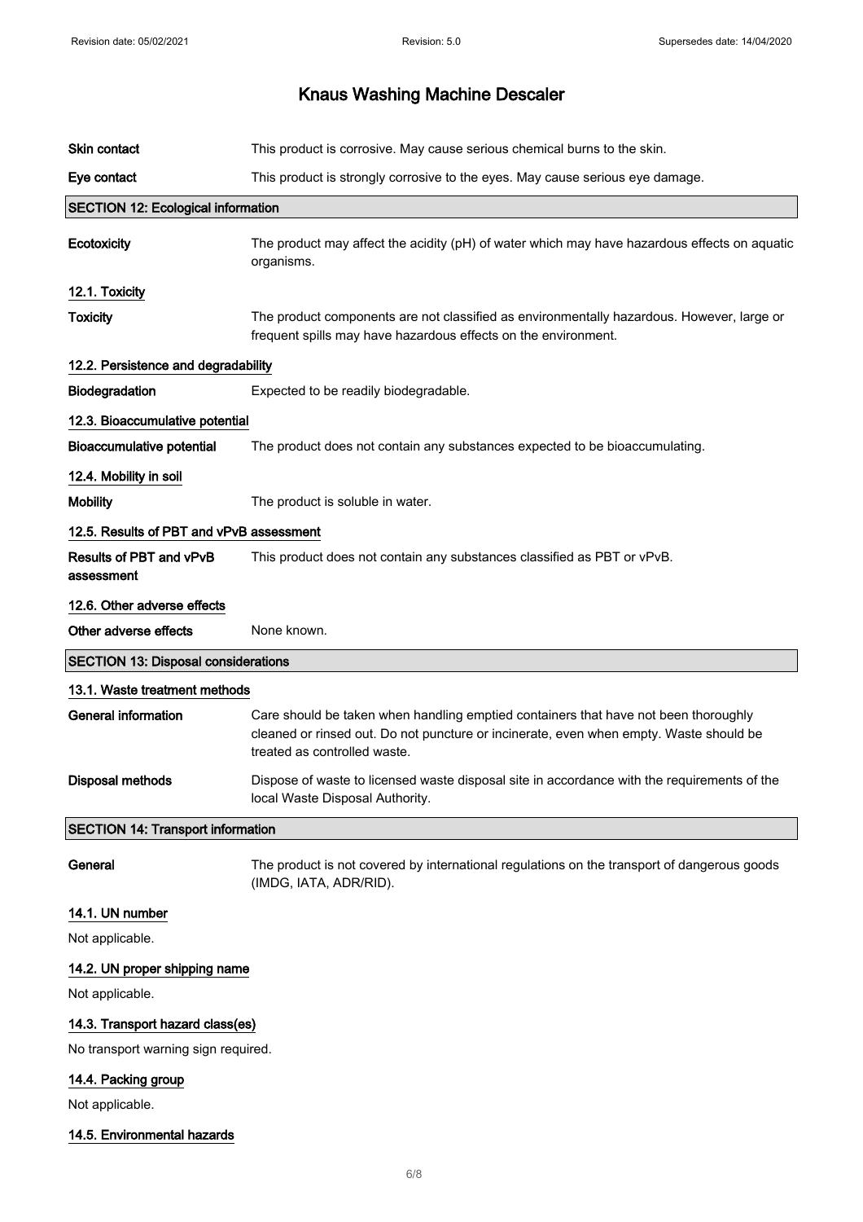**Skin contact** This product is corrosive. May cause serious chemical burns to the skin.

**Eye contact** This product is strongly corrosive to the eyes. May cause serious eye damage.

## SECTION 12: Ecological information

**Ecotoxicity** The product may affect the acidity (pH) of water which may have hazardous effects on aquatic organisms.

### 12.1. Toxicity

**Toxicity** The product components are not classified as environmentally hazardous. However, large or frequent spills may have hazardous effects on the environment.

### 12.2. Persistence and degradability

**Biodegradation** Expected to be readily biodegradable.

### 12.3. Bioaccumulative potential

**Bioaccumulative potential** The product does not contain any substances expected to be bioaccumulating.

### 12.4. Mobility in soil

**Mobility** The product is soluble in water.

### 12.5. Results of PBT and vPvB assessment

**Results of PBT and vPvB assessment** This product does not contain any substances classified as PBT or vPvB.

### 12.6. Other adverse effects

**Other adverse effects** None known.

## SECTION 13: Disposal considerations

### 13.1. Waste treatment methods

**General information** Care should be taken when handling emptied containers that have not been thoroughly cleaned or rinsed out. Do not puncture or incinerate, even when empty. Waste should be treated as controlled waste.

**Disposal methods** Dispose of waste to licensed waste disposal site in accordance with the requirements of the local Waste Disposal Authority.

## SECTION 14: Transport information

**General** The product is not covered by international regulations on the transport of dangerous goods (IMDG, IATA, ADR/RID).

### 14.1. UN number

Not applicable.

### 14.2. UN proper shipping name

Not applicable.

### 14.3. Transport hazard class(es)

No transport warning sign required.

### 14.4. Packing group

Not applicable.

### 14.5. Environmental hazards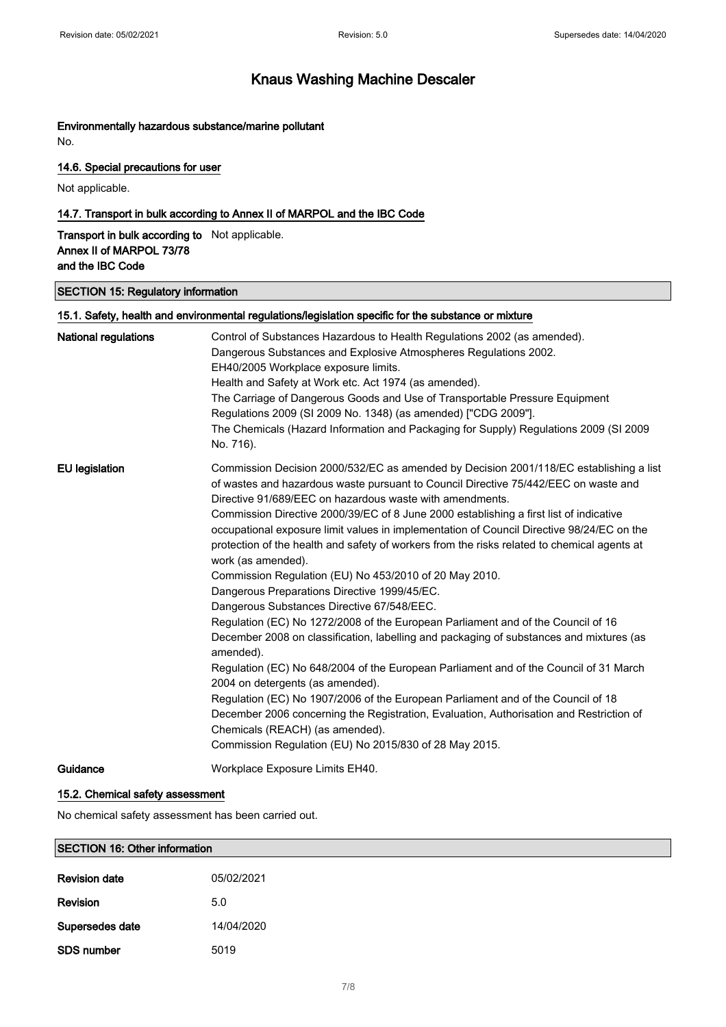# Knaus Washing Machine Descaler

**Environmentally hazardous substance/marine pollutant**

No.

### 14.6. Special precautions for user

Not applicable.

### 14.7. Transport in bulk according to Annex II of MARPOL and the IBC Code

| | |
|---|---|
| **Transport in bulk according to Annex II of MARPOL 73/78 and the IBC Code** | Not applicable. |

## SECTION 15: Regulatory information

### 15.1. Safety, health and environmental regulations/legislation specific for the substance or mixture

| | |
|---|---|
| **National regulations** | Control of Substances Hazardous to Health Regulations 2002 (as amended).<br>Dangerous Substances and Explosive Atmospheres Regulations 2002.<br>EH40/2005 Workplace exposure limits.<br>Health and Safety at Work etc. Act 1974 (as amended).<br>The Carriage of Dangerous Goods and Use of Transportable Pressure Equipment Regulations 2009 (SI 2009 No. 1348) (as amended) ["CDG 2009"].<br>The Chemicals (Hazard Information and Packaging for Supply) Regulations 2009 (SI 2009 No. 716). |
| **EU legislation** | Commission Decision 2000/532/EC as amended by Decision 2001/118/EC establishing a list of wastes and hazardous waste pursuant to Council Directive 75/442/EEC on waste and Directive 91/689/EEC on hazardous waste with amendments.<br>Commission Directive 2000/39/EC of 8 June 2000 establishing a first list of indicative occupational exposure limit values in implementation of Council Directive 98/24/EC on the protection of the health and safety of workers from the risks related to chemical agents at work (as amended).<br>Commission Regulation (EU) No 453/2010 of 20 May 2010.<br>Dangerous Preparations Directive 1999/45/EC.<br>Dangerous Substances Directive 67/548/EEC.<br>Regulation (EC) No 1272/2008 of the European Parliament and of the Council of 16 December 2008 on classification, labelling and packaging of substances and mixtures (as amended).<br>Regulation (EC) No 648/2004 of the European Parliament and of the Council of 31 March 2004 on detergents (as amended).<br>Regulation (EC) No 1907/2006 of the European Parliament and of the Council of 18 December 2006 concerning the Registration, Evaluation, Authorisation and Restriction of Chemicals (REACH) (as amended).<br>Commission Regulation (EU) No 2015/830 of 28 May 2015. |
| **Guidance** | Workplace Exposure Limits EH40. |

### 15.2. Chemical safety assessment

No chemical safety assessment has been carried out.

## SECTION 16: Other information

| | |
|---|---|
| **Revision date** | 05/02/2021 |
| **Revision** | 5.0 |
| **Supersedes date** | 14/04/2020 |
| **SDS number** | 5019 |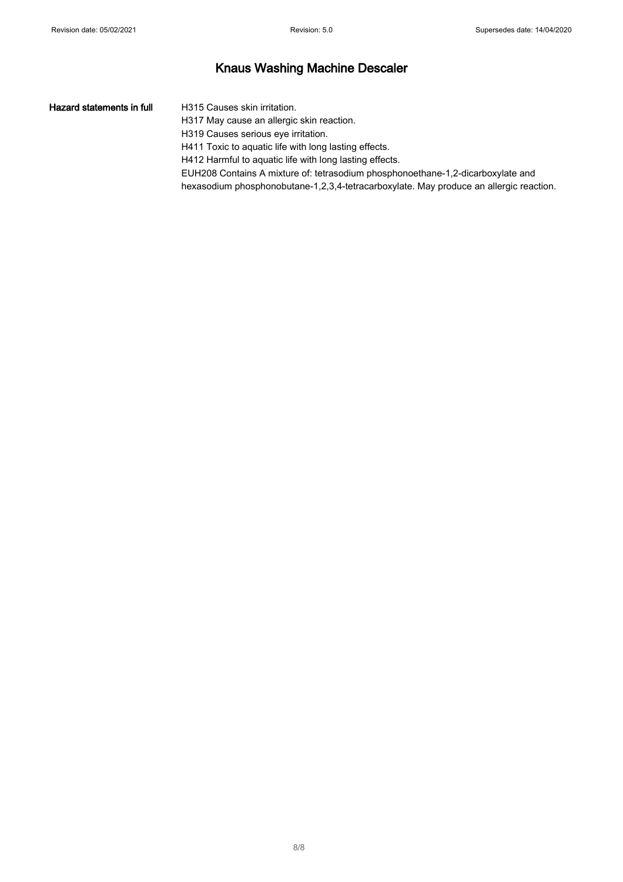**Hazard statements in full**

H315 Causes skin irritation.
H317 May cause an allergic skin reaction.
H319 Causes serious eye irritation.
H411 Toxic to aquatic life with long lasting effects.
H412 Harmful to aquatic life with long lasting effects.
EUH208 Contains A mixture of: tetrasodium phosphonoethane-1,2-dicarboxylate and hexasodium phosphonobutane-1,2,3,4-tetracarboxylate. May produce an allergic reaction.